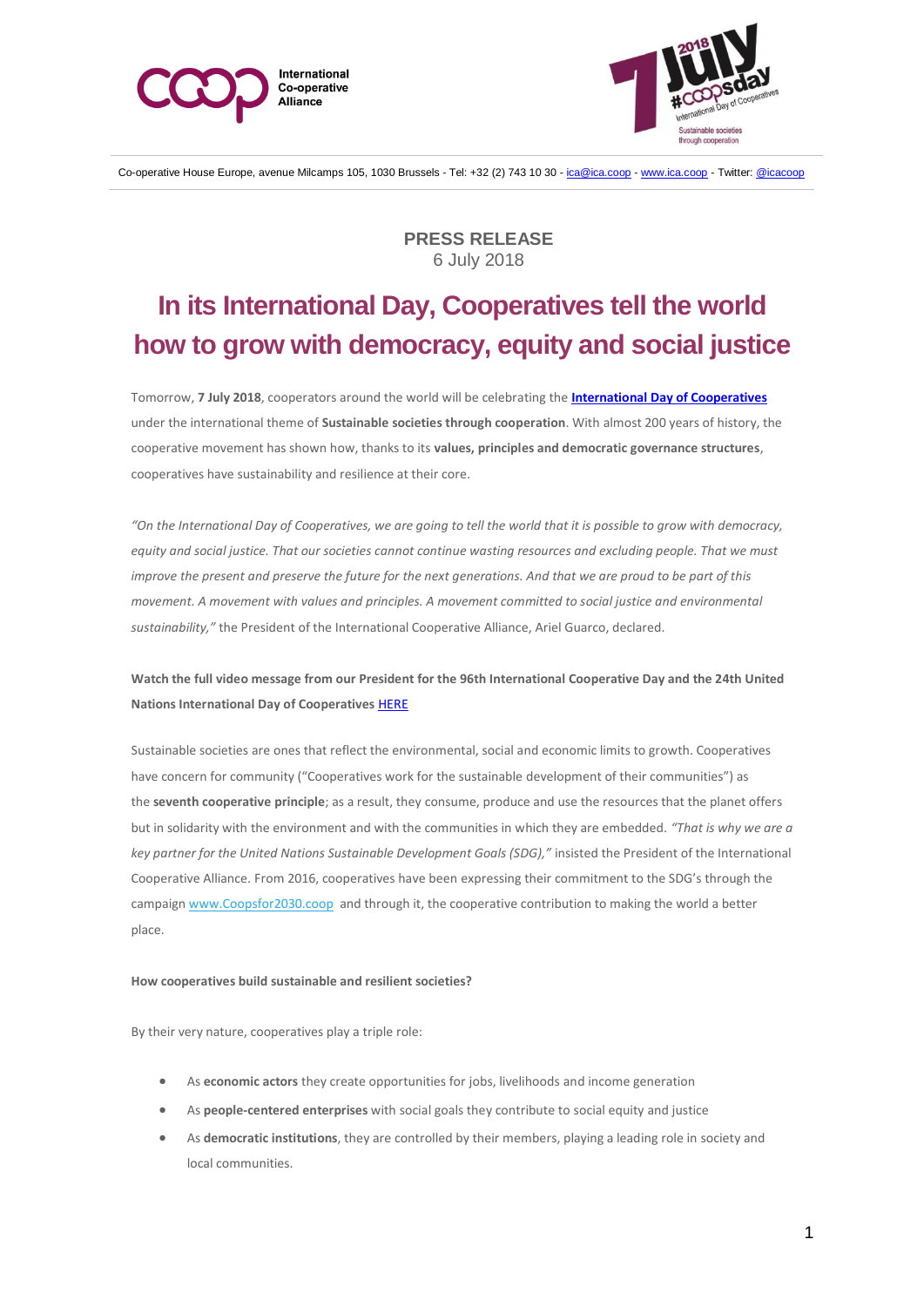International Co-operative Alliance

Co-operative House Europe, avenue Milcamps 105, 1030 Brussels - Tel: +32 (2) 743 10 30 - ica@ica.coop - www.ica.coop - Twitter: @icacoop

**PRESS RELEASE**
6 July 2018

# In its International Day, Cooperatives tell the world how to grow with democracy, equity and social justice

Tomorrow, **7 July 2018**, cooperators around the world will be celebrating the **International Day of Cooperatives** under the international theme of **Sustainable societies through cooperation**. With almost 200 years of history, the cooperative movement has shown how, thanks to its **values, principles and democratic governance structures**, cooperatives have sustainability and resilience at their core.

*"On the International Day of Cooperatives, we are going to tell the world that it is possible to grow with democracy, equity and social justice. That our societies cannot continue wasting resources and excluding people. That we must improve the present and preserve the future for the next generations. And that we are proud to be part of this movement. A movement with values and principles. A movement committed to social justice and environmental sustainability,"* the President of the International Cooperative Alliance, Ariel Guarco, declared.

**Watch the full video message from our President for the 96th International Cooperative Day and the 24th United Nations International Day of Cooperatives HERE**

Sustainable societies are ones that reflect the environmental, social and economic limits to growth. Cooperatives have concern for community ("Cooperatives work for the sustainable development of their communities") as the **seventh cooperative principle**; as a result, they consume, produce and use the resources that the planet offers but in solidarity with the environment and with the communities in which they are embedded. *"That is why we are a key partner for the United Nations Sustainable Development Goals (SDG),"* insisted the President of the International Cooperative Alliance. From 2016, cooperatives have been expressing their commitment to the SDG's through the campaign www.Coopsfor2030.coop and through it, the cooperative contribution to making the world a better place.

**How cooperatives build sustainable and resilient societies?**

By their very nature, cooperatives play a triple role:

- As **economic actors** they create opportunities for jobs, livelihoods and income generation
- As **people-centered enterprises** with social goals they contribute to social equity and justice
- As **democratic institutions**, they are controlled by their members, playing a leading role in society and local communities.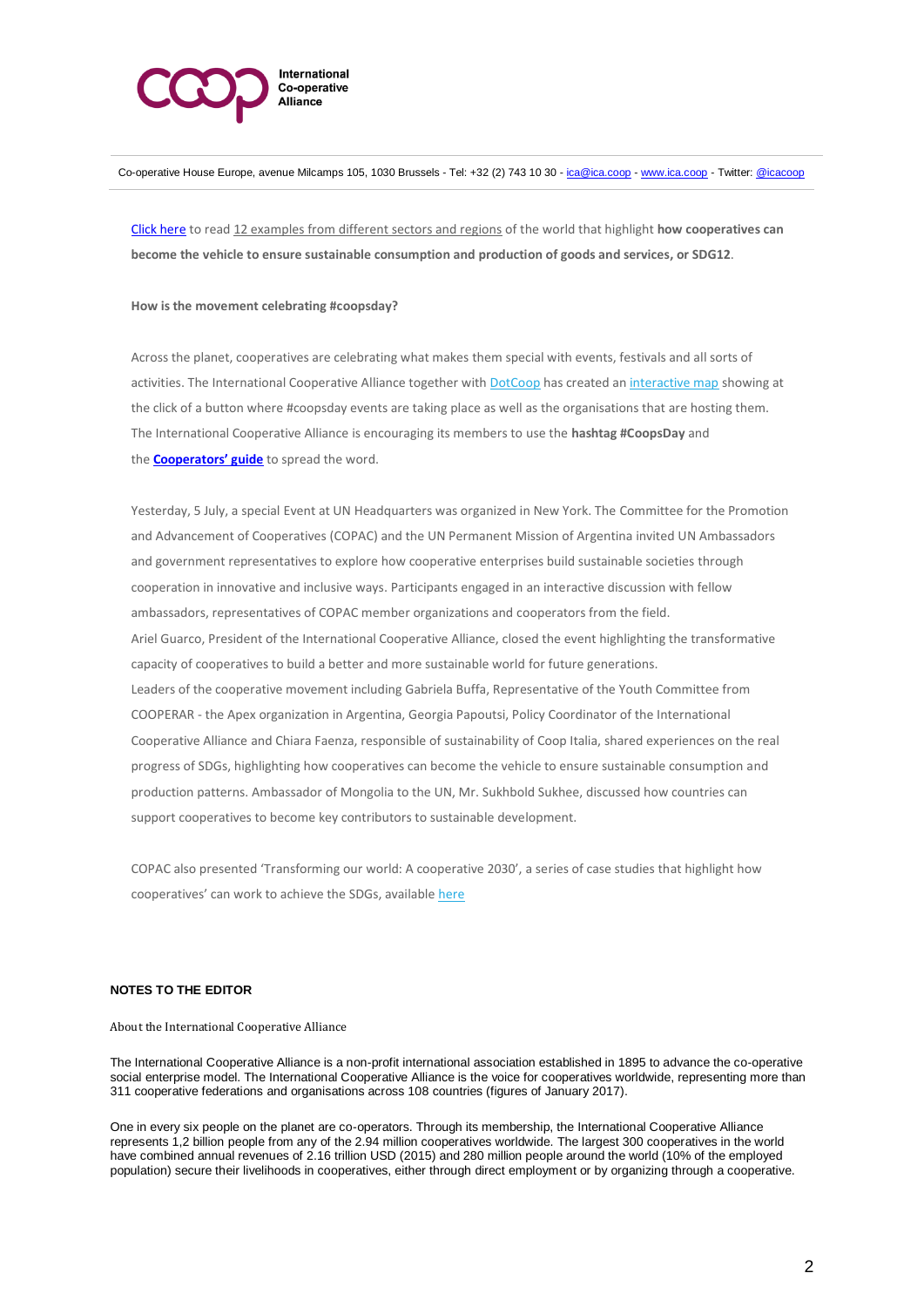Click here to read 12 examples from different sectors and regions of the world that highlight **how cooperatives can become the vehicle to ensure sustainable consumption and production of goods and services, or SDG12**.

**How is the movement celebrating #coopsday?**

Across the planet, cooperatives are celebrating what makes them special with events, festivals and all sorts of activities. The International Cooperative Alliance together with DotCoop has created an interactive map showing at the click of a button where #coopsday events are taking place as well as the organisations that are hosting them. The International Cooperative Alliance is encouraging its members to use the **hashtag #CoopsDay** and the **Cooperators' guide** to spread the word.

Yesterday, 5 July, a special Event at UN Headquarters was organized in New York. The Committee for the Promotion and Advancement of Cooperatives (COPAC) and the UN Permanent Mission of Argentina invited UN Ambassadors and government representatives to explore how cooperative enterprises build sustainable societies through cooperation in innovative and inclusive ways. Participants engaged in an interactive discussion with fellow ambassadors, representatives of COPAC member organizations and cooperators from the field.
Ariel Guarco, President of the International Cooperative Alliance, closed the event highlighting the transformative capacity of cooperatives to build a better and more sustainable world for future generations.
Leaders of the cooperative movement including Gabriela Buffa, Representative of the Youth Committee from COOPERAR - the Apex organization in Argentina, Georgia Papoutsi, Policy Coordinator of the International Cooperative Alliance and Chiara Faenza, responsible of sustainability of Coop Italia, shared experiences on the real progress of SDGs, highlighting how cooperatives can become the vehicle to ensure sustainable consumption and production patterns. Ambassador of Mongolia to the UN, Mr. Sukhbold Sukhee, discussed how countries can support cooperatives to become key contributors to sustainable development.

COPAC also presented 'Transforming our world: A cooperative 2030', a series of case studies that highlight how cooperatives' can work to achieve the SDGs, available here

**NOTES TO THE EDITOR**

About the International Cooperative Alliance

The International Cooperative Alliance is a non-profit international association established in 1895 to advance the co-operative social enterprise model. The International Cooperative Alliance is the voice for cooperatives worldwide, representing more than 311 cooperative federations and organisations across 108 countries (figures of January 2017).

One in every six people on the planet are co-operators. Through its membership, the International Cooperative Alliance represents 1,2 billion people from any of the 2.94 million cooperatives worldwide. The largest 300 cooperatives in the world have combined annual revenues of 2.16 trillion USD (2015) and 280 million people around the world (10% of the employed population) secure their livelihoods in cooperatives, either through direct employment or by organizing through a cooperative.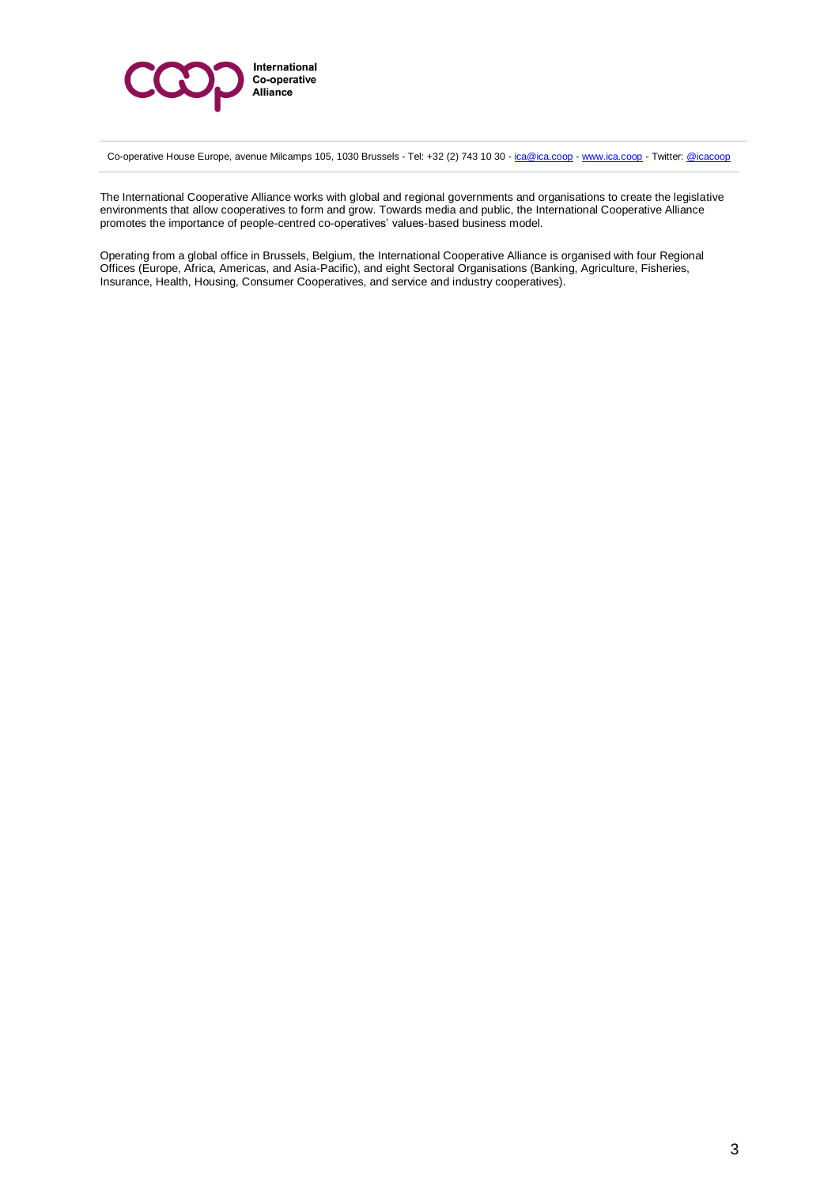**International Co-operative Alliance**

Co-operative House Europe, avenue Milcamps 105, 1030 Brussels - Tel: +32 (2) 743 10 30 - ica@ica.coop - www.ica.coop - Twitter: @icacoop

The International Cooperative Alliance works with global and regional governments and organisations to create the legislative environments that allow cooperatives to form and grow. Towards media and public, the International Cooperative Alliance promotes the importance of people-centred co-operatives' values-based business model.

Operating from a global office in Brussels, Belgium, the International Cooperative Alliance is organised with four Regional Offices (Europe, Africa, Americas, and Asia-Pacific), and eight Sectoral Organisations (Banking, Agriculture, Fisheries, Insurance, Health, Housing, Consumer Cooperatives, and service and industry cooperatives).